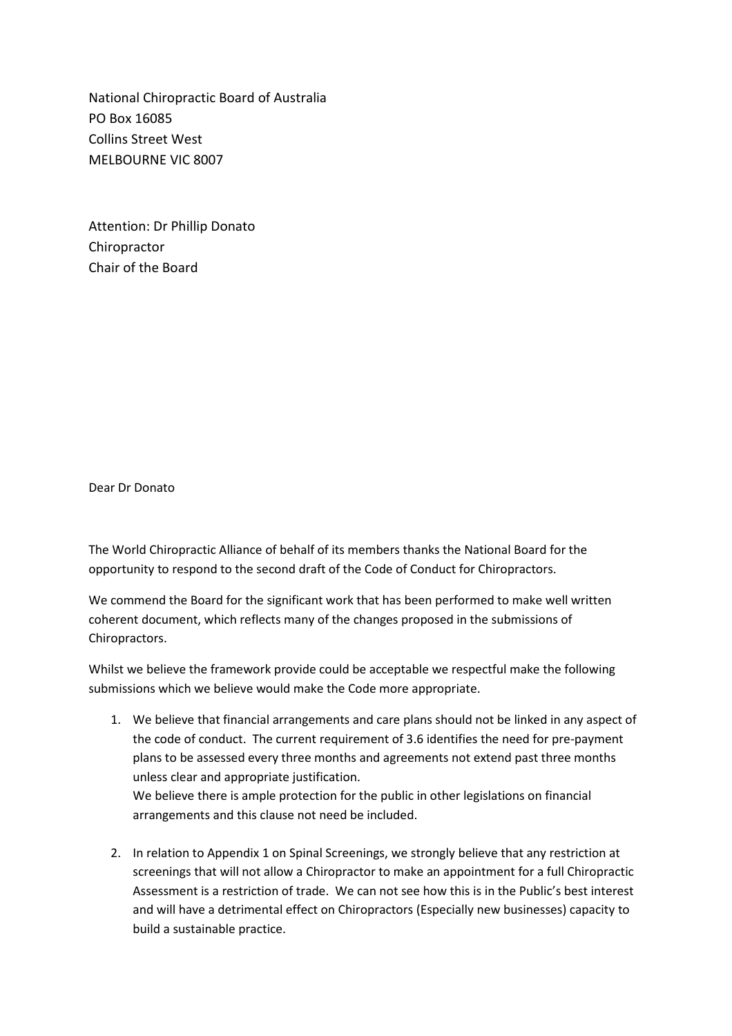National Chiropractic Board of Australia
PO Box 16085
Collins Street West
MELBOURNE VIC 8007

Attention: Dr Phillip Donato
Chiropractor
Chair of the Board

Dear Dr Donato

The World Chiropractic Alliance of behalf of its members thanks the National Board for the opportunity to respond to the second draft of the Code of Conduct for Chiropractors.

We commend the Board for the significant work that has been performed to make well written coherent document, which reflects many of the changes proposed in the submissions of Chiropractors.

Whilst we believe the framework provide could be acceptable we respectful make the following submissions which we believe would make the Code more appropriate.

1. We believe that financial arrangements and care plans should not be linked in any aspect of the code of conduct. The current requirement of 3.6 identifies the need for pre-payment plans to be assessed every three months and agreements not extend past three months unless clear and appropriate justification.
   We believe there is ample protection for the public in other legislations on financial arrangements and this clause not need be included.

2. In relation to Appendix 1 on Spinal Screenings, we strongly believe that any restriction at screenings that will not allow a Chiropractor to make an appointment for a full Chiropractic Assessment is a restriction of trade. We can not see how this is in the Public's best interest and will have a detrimental effect on Chiropractors (Especially new businesses) capacity to build a sustainable practice.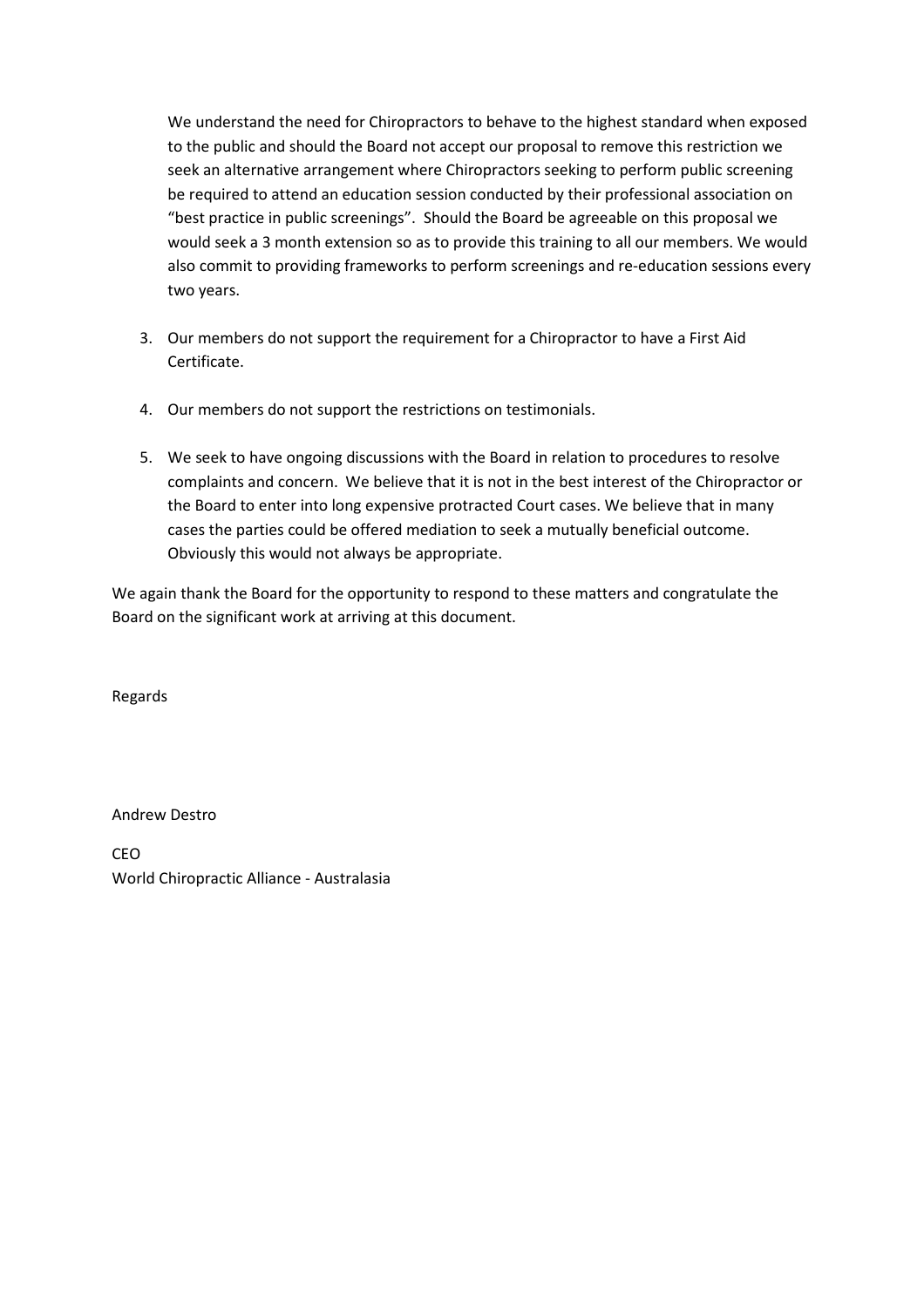We understand the need for Chiropractors to behave to the highest standard when exposed to the public and should the Board not accept our proposal to remove this restriction we seek an alternative arrangement where Chiropractors seeking to perform public screening be required to attend an education session conducted by their professional association on "best practice in public screenings". Should the Board be agreeable on this proposal we would seek a 3 month extension so as to provide this training to all our members. We would also commit to providing frameworks to perform screenings and re-education sessions every two years.

3. Our members do not support the requirement for a Chiropractor to have a First Aid Certificate.

4. Our members do not support the restrictions on testimonials.

5. We seek to have ongoing discussions with the Board in relation to procedures to resolve complaints and concern. We believe that it is not in the best interest of the Chiropractor or the Board to enter into long expensive protracted Court cases. We believe that in many cases the parties could be offered mediation to seek a mutually beneficial outcome. Obviously this would not always be appropriate.

We again thank the Board for the opportunity to respond to these matters and congratulate the Board on the significant work at arriving at this document.

Regards

Andrew Destro

CEO
World Chiropractic Alliance - Australasia